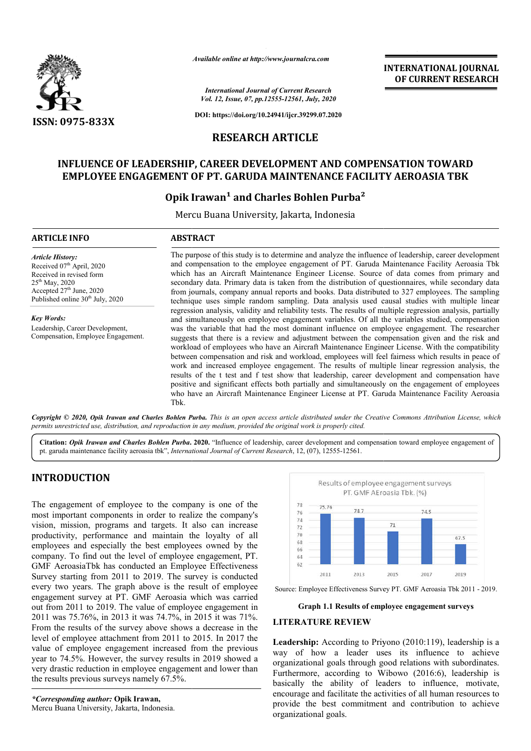Available online at http://www.journalcra.com

International Journal of Current Research
Vol. 12, Issue, 07, pp.12555-12561, July, 2020

DOI: https://doi.org/10.24941/ijcr.39299.07.2020

ISSN: 0975-833X

INTERNATIONAL JOURNAL OF CURRENT RESEARCH

## RESEARCH ARTICLE

# INFLUENCE OF LEADERSHIP, CAREER DEVELOPMENT AND COMPENSATION TOWARD EMPLOYEE ENGAGEMENT OF PT. GARUDA MAINTENANCE FACILITY AEROASIA TBK

**Opik Irawan[1] and Charles Bohlen Purba[2]**

Mercu Buana University, Jakarta, Indonesia

### ARTICLE INFO

*Article History:*
Received 07th April, 2020
Received in revised form
25th May, 2020
Accepted 27th June, 2020
Published online 30th July, 2020

*Key Words:*
Leadership, Career Development, Compensation, Employee Engagement.

### ABSTRACT

The purpose of this study is to determine and analyze the influence of leadership, career development and compensation to the employee engagement of PT. Garuda Maintenance Facility Aeroasia Tbk which has an Aircraft Maintenance Engineer License. Source of data comes from primary and secondary data. Primary data is taken from the distribution of questionnaires, while secondary data from journals, company annual reports and books. Data distributed to 327 employees. The sampling technique uses simple random sampling. Data analysis used causal studies with multiple linear regression analysis, validity and reliability tests. The results of multiple regression analysis, partially and simultaneously on employee engagement variables. Of all the variables studied, compensation was the variable that had the most dominant influence on employee engagement. The researcher suggests that there is a review and adjustment between the compensation given and the risk and workload of employees who have an Aircraft Maintenance Engineer License. With the compatibility between compensation and risk and workload, employees will feel fairness which results in peace of work and increased employee engagement. The results of multiple linear regression analysis, the results of the t test and f test show that leadership, career development and compensation have positive and significant effects both partially and simultaneously on the engagement of employees who have an Aircraft Maintenance Engineer License at PT. Garuda Maintenance Facility Aeroasia Tbk.

***Copyright © 2020, Opik Irawan and Charles Bohlen Purba.*** *This is an open access article distributed under the Creative Commons Attribution License, which permits unrestricted use, distribution, and reproduction in any medium, provided the original work is properly cited.*

**Citation:** ***Opik Irawan and Charles Bohlen Purba.* 2020.** "Influence of leadership, career development and compensation toward employee engagement of pt. garuda maintenance facility aeroasia tbk", *International Journal of Current Research*, 12, (07), 12555-12561.

## INTRODUCTION

The engagement of employee to the company is one of the most important components in order to realize the company's vision, mission, programs and targets. It also can increase productivity, performance and maintain the loyalty of all employees and especially the best employees owned by the company. To find out the level of employee engagement, PT. GMF AeroasiaTbk has conducted an Employee Effectiveness Survey starting from 2011 to 2019. The survey is conducted every two years. The graph above is the result of employee engagement survey at PT. GMF Aeroasia which was carried out from 2011 to 2019. The value of employee engagement in 2011 was 75.76%, in 2013 it was 74.7%, in 2015 it was 71%. From the results of the survey above shows a decrease in the level of employee attachment from 2011 to 2015. In 2017 the value of employee engagement increased from the previous year to 74.5%. However, the survey results in 2019 showed a very drastic reduction in employee engagement and lower than the results previous surveys namely 67.5%.

Results of employee engagement surveys PT. GMF AEroasia Tbk. (%)

| Year | 2011 | 2013 | 2015 | 2017 | 2019 |
|---|---|---|---|---|---|
| Value (%) | 75.76 | 74.7 | 71 | 74.5 | 67.5 |

Source: Employee Effectiveness Survey PT. GMF Aeroasia Tbk 2011 - 2019.

**Graph 1.1 Results of employee engagement surveys**

## LITERATURE REVIEW

**Leadership:** According to Priyono (2010:119), leadership is a way of how a leader uses its influence to achieve organizational goals through good relations with subordinates. Furthermore, according to Wibowo (2016:6), leadership is basically the ability of leaders to influence, motivate, encourage and facilitate the activities of all human resources to provide the best commitment and contribution to achieve organizational goals.

***Corresponding author:* Opik Irawan,**
Mercu Buana University, Jakarta, Indonesia.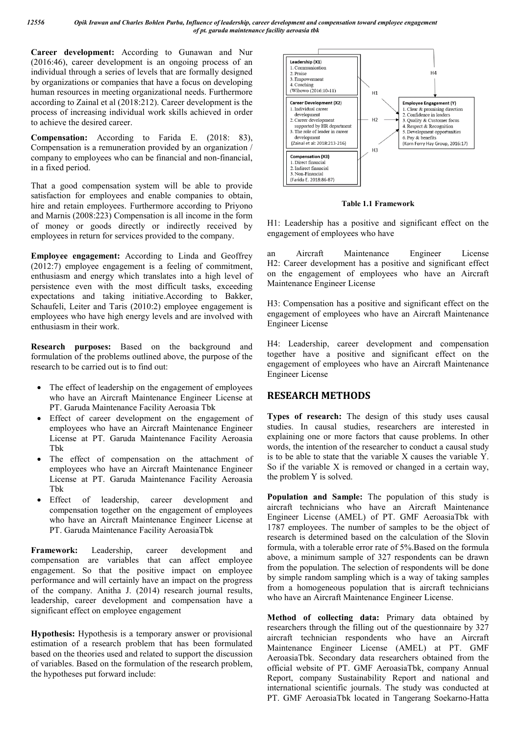**Career development:** According to Gunawan and Nur (2016:46), career development is an ongoing process of an individual through a series of levels that are formally designed by organizations or companies that have a focus on developing human resources in meeting organizational needs. Furthermore according to Zainal et al (2018:212). Career development is the process of increasing individual work skills achieved in order to achieve the desired career.

**Compensation:** According to Farida E. (2018: 83), Compensation is a remuneration provided by an organization / company to employees who can be financial and non-financial, in a fixed period.

That a good compensation system will be able to provide satisfaction for employees and enable companies to obtain, hire and retain employees. Furthermore according to Priyono and Marnis (2008:223) Compensation is all income in the form of money or goods directly or indirectly received by employees in return for services provided to the company.

**Employee engagement:** According to Linda and Geoffrey (2012:7) employee engagement is a feeling of commitment, enthusiasm and energy which translates into a high level of persistence even with the most difficult tasks, exceeding expectations and taking initiative.According to Bakker, Schaufeli, Leiter and Taris (2010:2) employee engagement is employees who have high energy levels and are involved with enthusiasm in their work.

**Research purposes:** Based on the background and formulation of the problems outlined above, the purpose of the research to be carried out is to find out:

- The effect of leadership on the engagement of employees who have an Aircraft Maintenance Engineer License at PT. Garuda Maintenance Facility Aeroasia Tbk
- Effect of career development on the engagement of employees who have an Aircraft Maintenance Engineer License at PT. Garuda Maintenance Facility Aeroasia Tbk
- The effect of compensation on the attachment of employees who have an Aircraft Maintenance Engineer License at PT. Garuda Maintenance Facility Aeroasia Tbk
- Effect of leadership, career development and compensation together on the engagement of employees who have an Aircraft Maintenance Engineer License at PT. Garuda Maintenance Facility AeroasiaTbk

**Framework:** Leadership, career development and compensation are variables that can affect employee engagement. So that the positive impact on employee performance and will certainly have an impact on the progress of the company. Anitha J. (2014) research journal results, leadership, career development and compensation have a significant effect on employee engagement

**Hypothesis:** Hypothesis is a temporary answer or provisional estimation of a research problem that has been formulated based on the theories used and related to support the discussion of variables. Based on the formulation of the research problem, the hypotheses put forward include:

**Leadership (X1)**
1. Communication
2. Praise
3. Empowerment
4. Coaching

(Wibowo (2016:10-11)

**Career Development (X2)**
1. Individual career development
2. Career development supported by HR department
3. The role of leader in career development

(Zainal et al: 2018:213-216)

**Compensation (X3)**
1. Direct financial
2. Indirect financial
3. Non-Financial

(Farida E. 2018:86-87)

**Employee Engagement (Y)**
1. Clear & promising direction
2. Confidence in leaders
3. Quality & Customer focus
4. Respect & Recognition
5. Development opportunities
6. Pay & benefits

(Korn Ferry Hay Group, 2016:17)

H1, H2, H3, H4

**Table 1.1 Framework**

H1: Leadership has a positive and significant effect on the engagement of employees who have an Aircraft Maintenance Engineer License

H2: Career development has a positive and significant effect on the engagement of employees who have an Aircraft Maintenance Engineer License

H3: Compensation has a positive and significant effect on the engagement of employees who have an Aircraft Maintenance Engineer License

H4: Leadership, career development and compensation together have a positive and significant effect on the engagement of employees who have an Aircraft Maintenance Engineer License

## RESEARCH METHODS

**Types of research:** The design of this study uses causal studies. In causal studies, researchers are interested in explaining one or more factors that cause problems. In other words, the intention of the researcher to conduct a causal study is to be able to state that the variable X causes the variable Y. So if the variable X is removed or changed in a certain way, the problem Y is solved.

**Population and Sample:** The population of this study is aircraft technicians who have an Aircraft Maintenance Engineer License (AMEL) of PT. GMF AeroasiaTbk with 1787 employees. The number of samples to be the object of research is determined based on the calculation of the Slovin formula, with a tolerable error rate of 5%.Based on the formula above, a minimum sample of 327 respondents can be drawn from the population. The selection of respondents will be done by simple random sampling which is a way of taking samples from a homogeneous population that is aircraft technicians who have an Aircraft Maintenance Engineer License.

**Method of collecting data:** Primary data obtained by researchers through the filling out of the questionnaire by 327 aircraft technician respondents who have an Aircraft Maintenance Engineer License (AMEL) at PT. GMF AeroasiaTbk. Secondary data researchers obtained from the official website of PT. GMF AeroasiaTbk, company Annual Report, company Sustainability Report and national and international scientific journals. The study was conducted at PT. GMF AeroasiaTbk located in Tangerang Soekarno-Hatta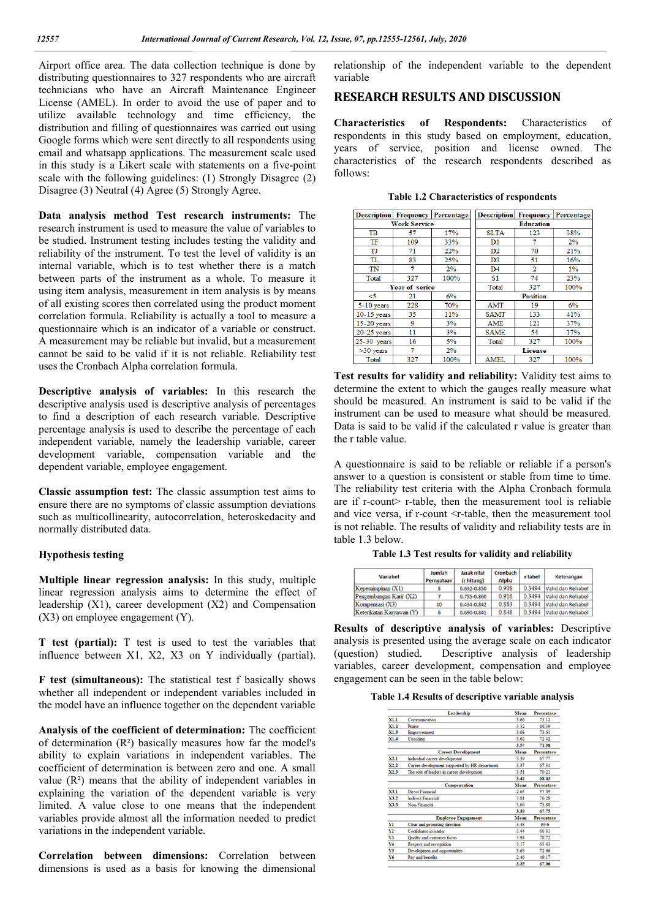Airport office area. The data collection technique is done by distributing questionnaires to 327 respondents who are aircraft technicians who have an Aircraft Maintenance Engineer License (AMEL). In order to avoid the use of paper and to utilize available technology and time efficiency, the distribution and filling of questionnaires was carried out using Google forms which were sent directly to all respondents using email and whatsapp applications. The measurement scale used in this study is a Likert scale with statements on a five-point scale with the following guidelines: (1) Strongly Disagree (2) Disagree (3) Neutral (4) Agree (5) Strongly Agree.

**Data analysis method Test research instruments:** The research instrument is used to measure the value of variables to be studied. Instrument testing includes testing the validity and reliability of the instrument. To test the level of validity is an internal variable, which is to test whether there is a match between parts of the instrument as a whole. To measure it using item analysis, measurement in item analysis is by means of all existing scores then correlated using the product moment correlation formula. Reliability is actually a tool to measure a questionnaire which is an indicator of a variable or construct. A measurement may be reliable but invalid, but a measurement cannot be said to be valid if it is not reliable. Reliability test uses the Cronbach Alpha correlation formula.

**Descriptive analysis of variables:** In this research the descriptive analysis used is descriptive analysis of percentages to find a description of each research variable. Descriptive percentage analysis is used to describe the percentage of each independent variable, namely the leadership variable, career development variable, compensation variable and the dependent variable, employee engagement.

**Classic assumption test:** The classic assumption test aims to ensure there are no symptoms of classic assumption deviations such as multicollinearity, autocorrelation, heteroskedacity and normally distributed data.

**Hypothesis testing**

**Multiple linear regression analysis:** In this study, multiple linear regression analysis aims to determine the effect of leadership (X1), career development (X2) and Compensation (X3) on employee engagement (Y).

**T test (partial):** T test is used to test the variables that influence between X1, X2, X3 on Y individually (partial).

**F test (simultaneous):** The statistical test f basically shows whether all independent or independent variables included in the model have an influence together on the dependent variable

**Analysis of the coefficient of determination:** The coefficient of determination ($R^2$) basically measures how far the model's ability to explain variations in independent variables. The coefficient of determination is between zero and one. A small value ($R^2$) means that the ability of independent variables in explaining the variation of the dependent variable is very limited. A value close to one means that the independent variables provide almost all the information needed to predict variations in the independent variable.

**Correlation between dimensions:** Correlation between dimensions is used as a basis for knowing the dimensional relationship of the independent variable to the dependent variable

## RESEARCH RESULTS AND DISCUSSION

**Characteristics of Respondents:** Characteristics of respondents in this study based on employment, education, years of service, position and license owned. The characteristics of the research respondents described as follows:

**Table 1.2 Characteristics of respondents**

| Description | Frequency | Percentage | Description | Frequency | Percentage |
|---|---|---|---|---|---|
| Work Service | | | Education | | |
| TB | 57 | 17% | SLTA | 123 | 38% |
| TF | 109 | 33% | D1 | 7 | 2% |
| TJ | 71 | 22% | D2 | 70 | 21% |
| TL | 83 | 25% | D3 | 51 | 16% |
| TN | 7 | 2% | D4 | 2 | 1% |
| Total | 327 | 100% | S1 | 74 | 23% |
| Year of serice | | | Total | 327 | 100% |
| <5 | 21 | 6% | Position | | |
| 5-10 years | 228 | 70% | AMT | 19 | 6% |
| 10-15 years | 35 | 11% | SAMT | 133 | 41% |
| 15-20 years | 9 | 3% | AME | 121 | 37% |
| 20-25 years | 11 | 3% | SAME | 54 | 17% |
| 25-30 years | 16 | 5% | Total | 327 | 100% |
| >30 years | 7 | 2% | License | | |
| Total | 327 | 100% | AMEL | 327 | 100% |

**Test results for validity and reliability:** Validity test aims to determine the extent to which the gauges really measure what should be measured. An instrument is said to be valid if the instrument can be used to measure what should be measured. Data is said to be valid if the calculated r value is greater than the r table value.

A questionnaire is said to be reliable or reliable if a person's answer to a question is consistent or stable from time to time. The reliability test criteria with the Alpha Cronbach formula are if r-count> r-table, then the measurement tool is reliable and vice versa, if r-count <r-table, then the measurement tool is not reliable. The results of validity and reliability tests are in table 1.3 below.

**Table 1.3 Test results for validity and reliability**

| Variabel | Jumlah Pernyataan | Jarak nilai (r hitung) | Cronbach Alpha | r tabel | Keterangan |
|---|---|---|---|---|---|
| Kepemimpinan (X1) | 8 | 0.632-0.850 | 0.908 | 0.3494 | Valid dan Reliabel |
| Pengembangan Karir (X2) | 7 | 0.755-0.860 | 0.916 | 0.3494 | Valid dan Reliabel |
| Kompensasi (X3) | 10 | 0.434-0.842 | 0.883 | 0.3494 | Valid dan Reliabel |
| Keterikatan Karyawan (Y) | 6 | 0.690-0.841 | 0.848 | 0.3494 | Valid dan Reliabel |

**Results of descriptive analysis of variables:** Descriptive analysis is presented using the average scale on each indicator (question) studied. Descriptive analysis of leadership variables, career development, compensation and employee engagement can be seen in the table below:

**Table 1.4 Results of descriptive variable analysis**

| | Leadership | Mean | Presentase |
|---|---|---|---|
| X1.1 | Communication | 3.66 | 73.12 |
| X1.2 | Praise | 3.32 | 66.39 |
| X1.3 | Empowerment | 3.68 | 73.61 |
| X1.4 | Coaching | 3.62 | 72.42 |
| | | **3.57** | **71.38** |
| | **Career Development** | **Mean** | **Presentase** |
| X2.1 | Individual career development | 3.39 | 67.77 |
| X2.2 | Career development supported by HR department | 3.37 | 67.31 |
| X2.3 | The role of leaders in career development | 3.51 | 70.21 |
| | | **3.42** | **68.43** |
| | **Compensation** | **Mean** | **Presentase** |
| X3.1 | Direct Financial | 2.65 | 53.09 |
| X3.2 | Indirect Financial | 3.81 | 76.28 |
| X3.3 | Non-Financial | 3.69 | 73.88 |
| | | **3.39** | **67.75** |
| | **Employee Engagement** | **Mean** | **Presentase** |
| Y1 | Clear and promising direction | 3.48 | 69.6 |
| Y2 | Confidence in leader | 3.44 | 68.81 |
| Y3 | Quality and customer focus | 3.94 | 78.72 |
| Y4 | Respect and recognition | 3.17 | 63.43 |
| Y5 | Development and opportunities | 3.63 | 72.66 |
| Y6 | Pay and benefits | 2.46 | 49.17 |
| | | **3.35** | **67.06** |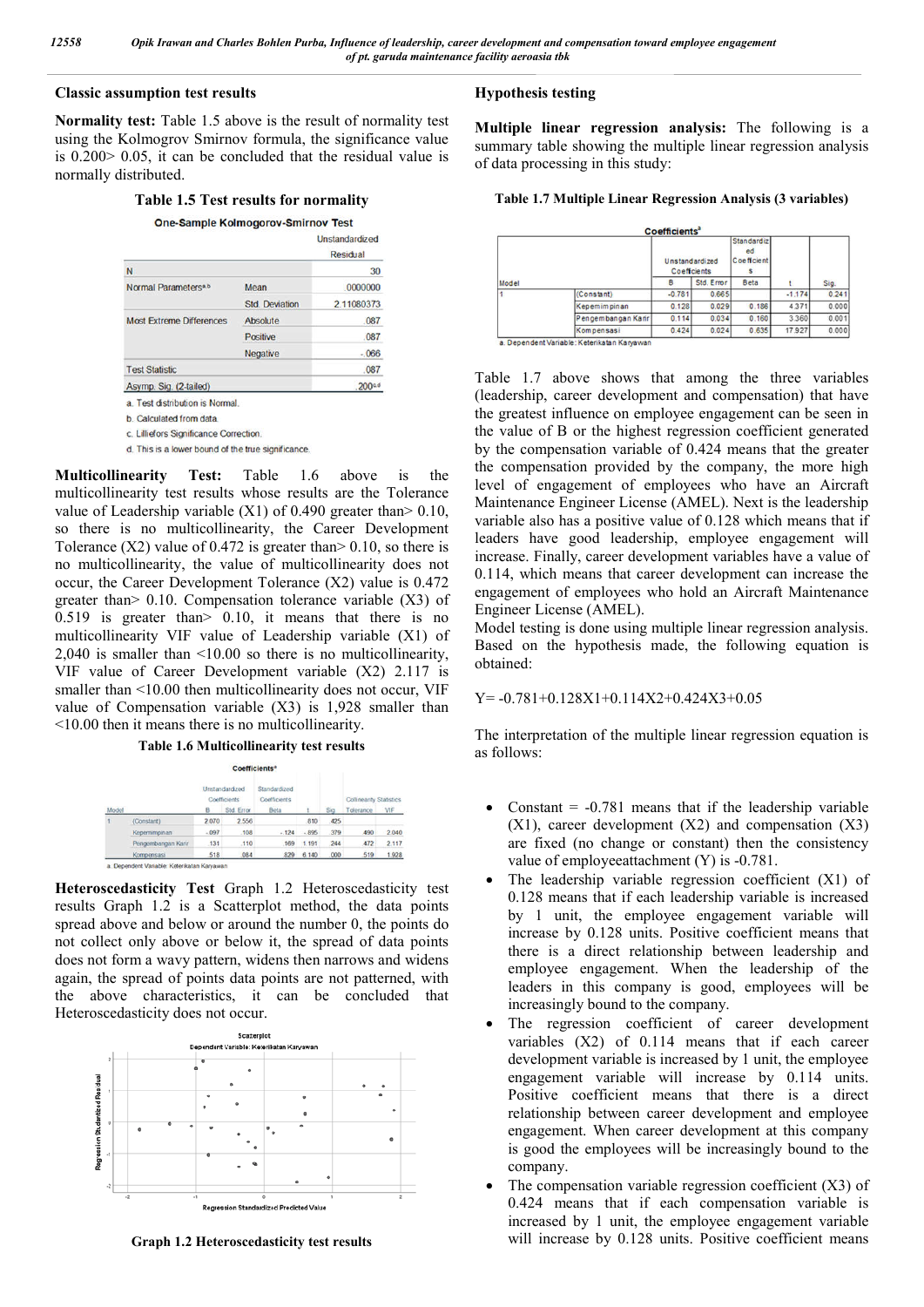## Classic assumption test results

**Normality test:** Table 1.5 above is the result of normality test using the Kolmogrov Smirnov formula, the significance value is 0.200> 0.05, it can be concluded that the residual value is normally distributed.

**Table 1.5 Test results for normality**

One-Sample Kolmogorov-Smirnov Test

| | | Unstandardized Residual |
|---|---|---|
| N | | 30 |
| Normal Parameters[a,b] | Mean | .0000000 |
| | Std. Deviation | 2.11080373 |
| Most Extreme Differences | Absolute | .087 |
| | Positive | .087 |
| | Negative | -.066 |
| Test Statistic | | .087 |
| Asymp. Sig. (2-tailed) | | .200[c,d] |

a. Test distribution is Normal.
b. Calculated from data.
c. Lilliefors Significance Correction.
d. This is a lower bound of the true significance.

**Multicollinearity Test:** Table 1.6 above is the multicollinearity test results whose results are the Tolerance value of Leadership variable (X1) of 0.490 greater than> 0.10, so there is no multicollinearity, the Career Development Tolerance (X2) value of 0.472 is greater than> 0.10, so there is no multicollinearity, the value of multicollinearity does not occur, the Career Development Tolerance (X2) value is 0.472 greater than> 0.10. Compensation tolerance variable (X3) of 0.519 is greater than> 0.10, it means that there is no multicollinearity VIF value of Leadership variable (X1) of 2,040 is smaller than <10.00 so there is no multicollinearity, VIF value of Career Development variable (X2) 2.117 is smaller than <10.00 then multicollinearity does not occur, VIF value of Compensation variable (X3) is 1,928 smaller than <10.00 then it means there is no multicollinearity.

**Table 1.6 Multicollinearity test results**

Coefficients[a]

| Model | | Unstandardized Coefficients B | Std. Error | Standardized Coefficients Beta | t | Sig. | Collinearity Statistics Tolerance | VIF |
|---|---|---|---|---|---|---|---|---|
| 1 | (Constant) | 2.070 | 2.556 | | .810 | .425 | | |
| | Kepemimpinan | -.097 | .108 | -.124 | -.895 | .379 | .490 | 2.040 |
| | Pengembangan Karir | .131 | .110 | .169 | 1.191 | .244 | .472 | 2.117 |
| | Kompensasi | .518 | .084 | .829 | 6.140 | .000 | .519 | 1.928 |

a. Dependent Variable: Keterikatan Karyawan

**Heteroscedasticity Test** Graph 1.2 Heteroscedasticity test results Graph 1.2 is a Scatterplot method, the data points spread above and below or around the number 0, the points do not collect only above or below it, the spread of data points does not form a wavy pattern, widens then narrows and widens again, the spread of points data points are not patterned, with the above characteristics, it can be concluded that Heteroscedasticity does not occur.

**Graph 1.2 Heteroscedasticity test results**

## Hypothesis testing

**Multiple linear regression analysis:** The following is a summary table showing the multiple linear regression analysis of data processing in this study:

**Table 1.7 Multiple Linear Regression Analysis (3 variables)**

Coefficients[a]

| Model | | Unstandardized Coefficients B | Std. Error | Standardized Coefficients Beta | t | Sig. |
|---|---|---|---|---|---|---|
| 1 | (Constant) | -0.781 | 0.665 | | -1.174 | 0.241 |
| | Kepemimpinan | 0.128 | 0.029 | 0.186 | 4.371 | 0.000 |
| | Pengembangan Karir | 0.114 | 0.034 | 0.160 | 3.360 | 0.001 |
| | Kompensasi | 0.424 | 0.024 | 0.635 | 17.927 | 0.000 |

a. Dependent Variable: Keterikatan Karyawan

Table 1.7 above shows that among the three variables (leadership, career development and compensation) that have the greatest influence on employee engagement can be seen in the value of B or the highest regression coefficient generated by the compensation variable of 0.424 means that the greater the compensation provided by the company, the more high level of engagement of employees who have an Aircraft Maintenance Engineer License (AMEL). Next is the leadership variable also has a positive value of 0.128 which means that if leaders have good leadership, employee engagement will increase. Finally, career development variables have a value of 0.114, which means that career development can increase the engagement of employees who hold an Aircraft Maintenance Engineer License (AMEL).

Model testing is done using multiple linear regression analysis. Based on the hypothesis made, the following equation is obtained:

$$Y= -0.781+0.128X1+0.114X2+0.424X3+0.05$$

The interpretation of the multiple linear regression equation is as follows:

- Constant = -0.781 means that if the leadership variable (X1), career development (X2) and compensation (X3) are fixed (no change or constant) then the consistency value of employeeattachment (Y) is -0.781.
- The leadership variable regression coefficient (X1) of 0.128 means that if each leadership variable is increased by 1 unit, the employee engagement variable will increase by 0.128 units. Positive coefficient means that there is a direct relationship between leadership and employee engagement. When the leadership of the leaders in this company is good, employees will be increasingly bound to the company.
- The regression coefficient of career development variables (X2) of 0.114 means that if each career development variable is increased by 1 unit, the employee engagement variable will increase by 0.114 units. Positive coefficient means that there is a direct relationship between career development and employee engagement. When career development at this company is good the employees will be increasingly bound to the company.
- The compensation variable regression coefficient (X3) of 0.424 means that if each compensation variable is increased by 1 unit, the employee engagement variable will increase by 0.128 units. Positive coefficient means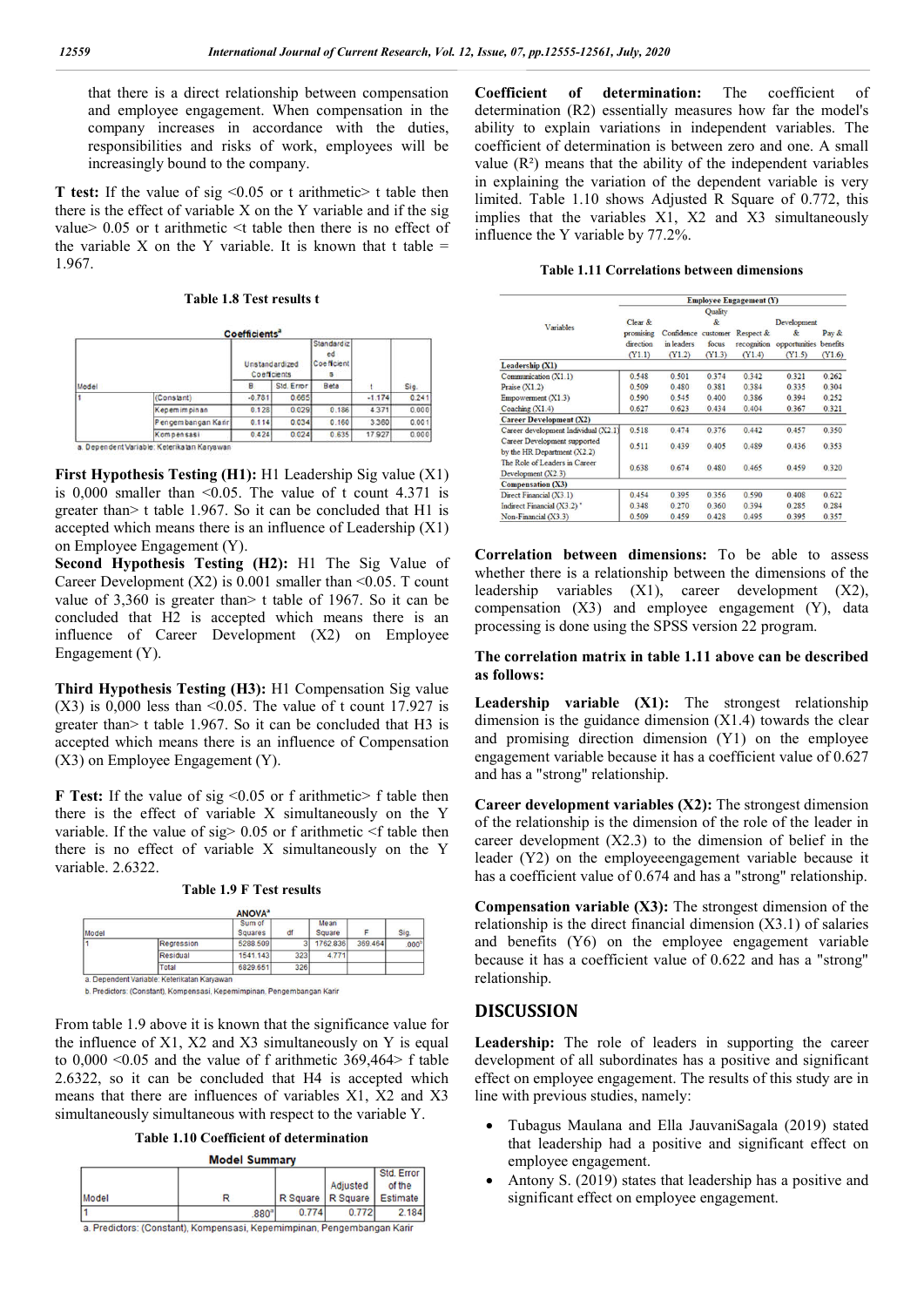that there is a direct relationship between compensation and employee engagement. When compensation in the company increases in accordance with the duties, responsibilities and risks of work, employees will be increasingly bound to the company.

**T test:** If the value of sig <0.05 or t arithmetic> t table then there is the effect of variable X on the Y variable and if the sig value> 0.05 or t arithmetic <t table then there is no effect of the variable X on the Y variable. It is known that t table = 1.967.

**Table 1.8 Test results t**

**Coefficients^a**

| Model | | Unstandardized Coefficients B | Std. Error | Standardized Coefficients Beta | t | Sig. |
|---|---|---|---|---|---|---|
| 1 | (Constant) | -0.781 | 0.665 | | -1.174 | 0.241 |
| | Kepemimpinan | 0.128 | 0.029 | 0.186 | 4.371 | 0.000 |
| | Pengembangan Karir | 0.114 | 0.034 | 0.160 | 3.360 | 0.001 |
| | Kompensasi | 0.424 | 0.024 | 0.635 | 17.927 | 0.000 |

a. Dependent Variable: Keterikatan Karyawan

**First Hypothesis Testing (H1):** H1 Leadership Sig value (X1) is 0,000 smaller than <0.05. The value of t count 4.371 is greater than> t table 1.967. So it can be concluded that H1 is accepted which means there is an influence of Leadership (X1) on Employee Engagement (Y).

**Second Hypothesis Testing (H2):** H1 The Sig Value of Career Development (X2) is 0.001 smaller than <0.05. T count value of 3,360 is greater than> t table of 1967. So it can be concluded that H2 is accepted which means there is an influence of Career Development (X2) on Employee Engagement (Y).

**Third Hypothesis Testing (H3):** H1 Compensation Sig value (X3) is 0,000 less than <0.05. The value of t count 17.927 is greater than> t table 1.967. So it can be concluded that H3 is accepted which means there is an influence of Compensation (X3) on Employee Engagement (Y).

**F Test:** If the value of sig <0.05 or f arithmetic> f table then there is the effect of variable X simultaneously on the Y variable. If the value of sig> 0.05 or f arithmetic <f table then there is no effect of variable X simultaneously on the Y variable. 2.6322.

**Table 1.9 F Test results**

**ANOVA^a**

| Model | | Sum of Squares | df | Mean Square | F | Sig. |
|---|---|---|---|---|---|---|
| 1 | Regression | 5288.509 | 3 | 1762.836 | 369.464 | .000^b |
| | Residual | 1541.143 | 323 | 4.771 | | |
| | Total | 6829.651 | 326 | | | |

a. Dependent Variable: Keterikatan Karyawan

b. Predictors: (Constant), Kompensasi, Kepemimpinan, Pengembangan Karir

From table 1.9 above it is known that the significance value for the influence of X1, X2 and X3 simultaneously on Y is equal to 0,000 <0.05 and the value of f arithmetic 369,464> f table 2.6322, so it can be concluded that H4 is accepted which means that there are influences of variables X1, X2 and X3 simultaneously simultaneous with respect to the variable Y.

**Table 1.10 Coefficient of determination**

**Model Summary**

| Model | R | R Square | Adjusted R Square | Std. Error of the Estimate |
|---|---|---|---|---|
| 1 | .880^a | 0.774 | 0.772 | 2.184 |

a. Predictors: (Constant), Kompensasi, Kepemimpinan, Pengembangan Karir

**Coefficient of determination:** The coefficient of determination (R2) essentially measures how far the model's ability to explain variations in independent variables. The coefficient of determination is between zero and one. A small value ($R^2$) means that the ability of the independent variables in explaining the variation of the dependent variable is very limited. Table 1.10 shows Adjusted R Square of 0.772, this implies that the variables X1, X2 and X3 simultaneously influence the Y variable by 77.2%.

**Table 1.11 Correlations between dimensions**

| Variables | Employee Engagement (Y) Clear & promising direction (Y1.1) | Confidence in leaders (Y1.2) | Quality & customer focus (Y1.3) | Respect & recognition (Y1.4) | Development & opportunities (Y1.5) | Pay & benefits (Y1.6) |
|---|---|---|---|---|---|---|
| **Leadership (X1)** | | | | | | |
| Communication (X1.1) | 0.548 | 0.501 | 0.374 | 0.342 | 0.321 | 0.262 |
| Praise (X1.2) | 0.509 | 0.480 | 0.381 | 0.384 | 0.335 | 0.304 |
| Empowerment (X1.3) | 0.590 | 0.545 | 0.400 | 0.386 | 0.394 | 0.252 |
| Coaching (X1.4) | 0.627 | 0.623 | 0.434 | 0.404 | 0.367 | 0.321 |
| **Career Development (X2)** | | | | | | |
| Career development Individual (X2.1) | 0.518 | 0.474 | 0.376 | 0.442 | 0.457 | 0.350 |
| Career Development supported by the HR Department (X2.2) | 0.511 | 0.439 | 0.405 | 0.489 | 0.436 | 0.353 |
| The Role of Leaders in Career Development (X2.3) | 0.638 | 0.674 | 0.480 | 0.465 | 0.459 | 0.320 |
| **Compensation (X3)** | | | | | | |
| Direct Financial (X3.1) | 0.454 | 0.395 | 0.356 | 0.590 | 0.408 | 0.622 |
| Indirect Financial (X3.2) | 0.348 | 0.270 | 0.360 | 0.394 | 0.285 | 0.284 |
| Non-Financial (X3.3) | 0.509 | 0.459 | 0.428 | 0.495 | 0.395 | 0.357 |

**Correlation between dimensions:** To be able to assess whether there is a relationship between the dimensions of the leadership variables (X1), career development (X2), compensation (X3) and employee engagement (Y), data processing is done using the SPSS version 22 program.

**The correlation matrix in table 1.11 above can be described as follows:**

**Leadership variable (X1):** The strongest relationship dimension is the guidance dimension (X1.4) towards the clear and promising direction dimension (Y1) on the employee engagement variable because it has a coefficient value of 0.627 and has a "strong" relationship.

**Career development variables (X2):** The strongest dimension of the relationship is the dimension of the role of the leader in career development (X2.3) to the dimension of belief in the leader (Y2) on the employeeengagement variable because it has a coefficient value of 0.674 and has a "strong" relationship.

**Compensation variable (X3):** The strongest dimension of the relationship is the direct financial dimension (X3.1) of salaries and benefits (Y6) on the employee engagement variable because it has a coefficient value of 0.622 and has a "strong" relationship.

## DISCUSSION

**Leadership:** The role of leaders in supporting the career development of all subordinates has a positive and significant effect on employee engagement. The results of this study are in line with previous studies, namely:

- Tubagus Maulana and Ella JauvaniSagala (2019) stated that leadership had a positive and significant effect on employee engagement.
- Antony S. (2019) states that leadership has a positive and significant effect on employee engagement.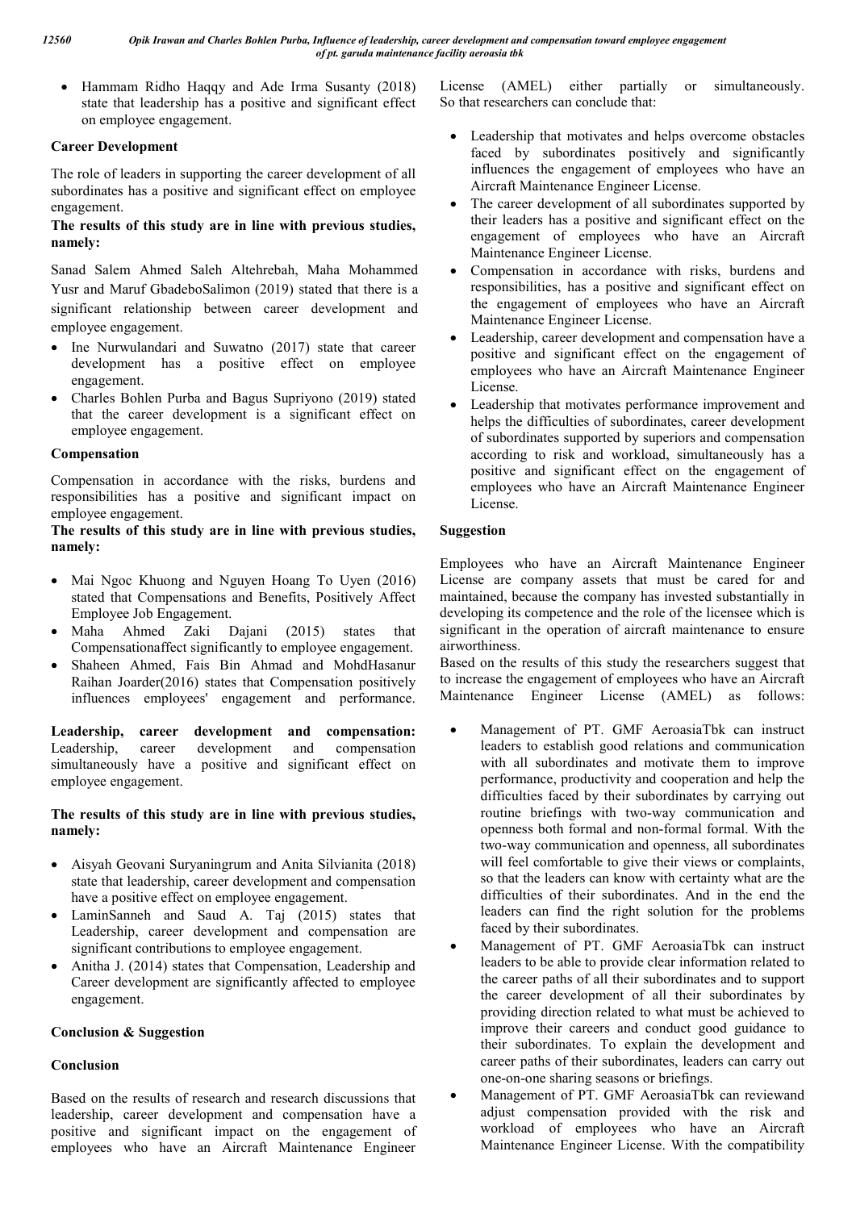- Hammam Ridho Haqqy and Ade Irma Susanty (2018) state that leadership has a positive and significant effect on employee engagement.

**Career Development**

The role of leaders in supporting the career development of all subordinates has a positive and significant effect on employee engagement.

**The results of this study are in line with previous studies, namely:**

Sanad Salem Ahmed Saleh Altehrebah, Maha Mohammed Yusr and Maruf GbadeboSalimon (2019) stated that there is a significant relationship between career development and employee engagement.

- Ine Nurwulandari and Suwatno (2017) state that career development has a positive effect on employee engagement.
- Charles Bohlen Purba and Bagus Supriyono (2019) stated that the career development is a significant effect on employee engagement.

**Compensation**

Compensation in accordance with the risks, burdens and responsibilities has a positive and significant impact on employee engagement.

**The results of this study are in line with previous studies, namely:**

- Mai Ngoc Khuong and Nguyen Hoang To Uyen (2016) stated that Compensations and Benefits, Positively Affect Employee Job Engagement.
- Maha Ahmed Zaki Dajani (2015) states that Compensationaffect significantly to employee engagement.
- Shaheen Ahmed, Fais Bin Ahmad and MohdHasanur Raihan Joarder(2016) states that Compensation positively influences employees' engagement and performance.

**Leadership, career development and compensation:** Leadership, career development and compensation simultaneously have a positive and significant effect on employee engagement.

**The results of this study are in line with previous studies, namely:**

- Aisyah Geovani Suryaningrum and Anita Silvianita (2018) state that leadership, career development and compensation have a positive effect on employee engagement.
- LaminSanneh and Saud A. Taj (2015) states that Leadership, career development and compensation are significant contributions to employee engagement.
- Anitha J. (2014) states that Compensation, Leadership and Career development are significantly affected to employee engagement.

## Conclusion & Suggestion

### Conclusion

Based on the results of research and research discussions that leadership, career development and compensation have a positive and significant impact on the engagement of employees who have an Aircraft Maintenance Engineer License (AMEL) either partially or simultaneously. So that researchers can conclude that:

- Leadership that motivates and helps overcome obstacles faced by subordinates positively and significantly influences the engagement of employees who have an Aircraft Maintenance Engineer License.
- The career development of all subordinates supported by their leaders has a positive and significant effect on the engagement of employees who have an Aircraft Maintenance Engineer License.
- Compensation in accordance with risks, burdens and responsibilities, has a positive and significant effect on the engagement of employees who have an Aircraft Maintenance Engineer License.
- Leadership, career development and compensation have a positive and significant effect on the engagement of employees who have an Aircraft Maintenance Engineer License.
- Leadership that motivates performance improvement and helps the difficulties of subordinates, career development of subordinates supported by superiors and compensation according to risk and workload, simultaneously has a positive and significant effect on the engagement of employees who have an Aircraft Maintenance Engineer License.

### Suggestion

Employees who have an Aircraft Maintenance Engineer License are company assets that must be cared for and maintained, because the company has invested substantially in developing its competence and the role of the licensee which is significant in the operation of aircraft maintenance to ensure airworthiness.

Based on the results of this study the researchers suggest that to increase the engagement of employees who have an Aircraft Maintenance Engineer License (AMEL) as follows:

- Management of PT. GMF AeroasiaTbk can instruct leaders to establish good relations and communication with all subordinates and motivate them to improve performance, productivity and cooperation and help the difficulties faced by their subordinates by carrying out routine briefings with two-way communication and openness both formal and non-formal formal. With the two-way communication and openness, all subordinates will feel comfortable to give their views or complaints, so that the leaders can know with certainty what are the difficulties of their subordinates. And in the end the leaders can find the right solution for the problems faced by their subordinates.
- Management of PT. GMF AeroasiaTbk can instruct leaders to be able to provide clear information related to the career paths of all their subordinates and to support the career development of all their subordinates by providing direction related to what must be achieved to improve their careers and conduct good guidance to their subordinates. To explain the development and career paths of their subordinates, leaders can carry out one-on-one sharing seasons or briefings.
- Management of PT. GMF AeroasiaTbk can reviewand adjust compensation provided with the risk and workload of employees who have an Aircraft Maintenance Engineer License. With the compatibility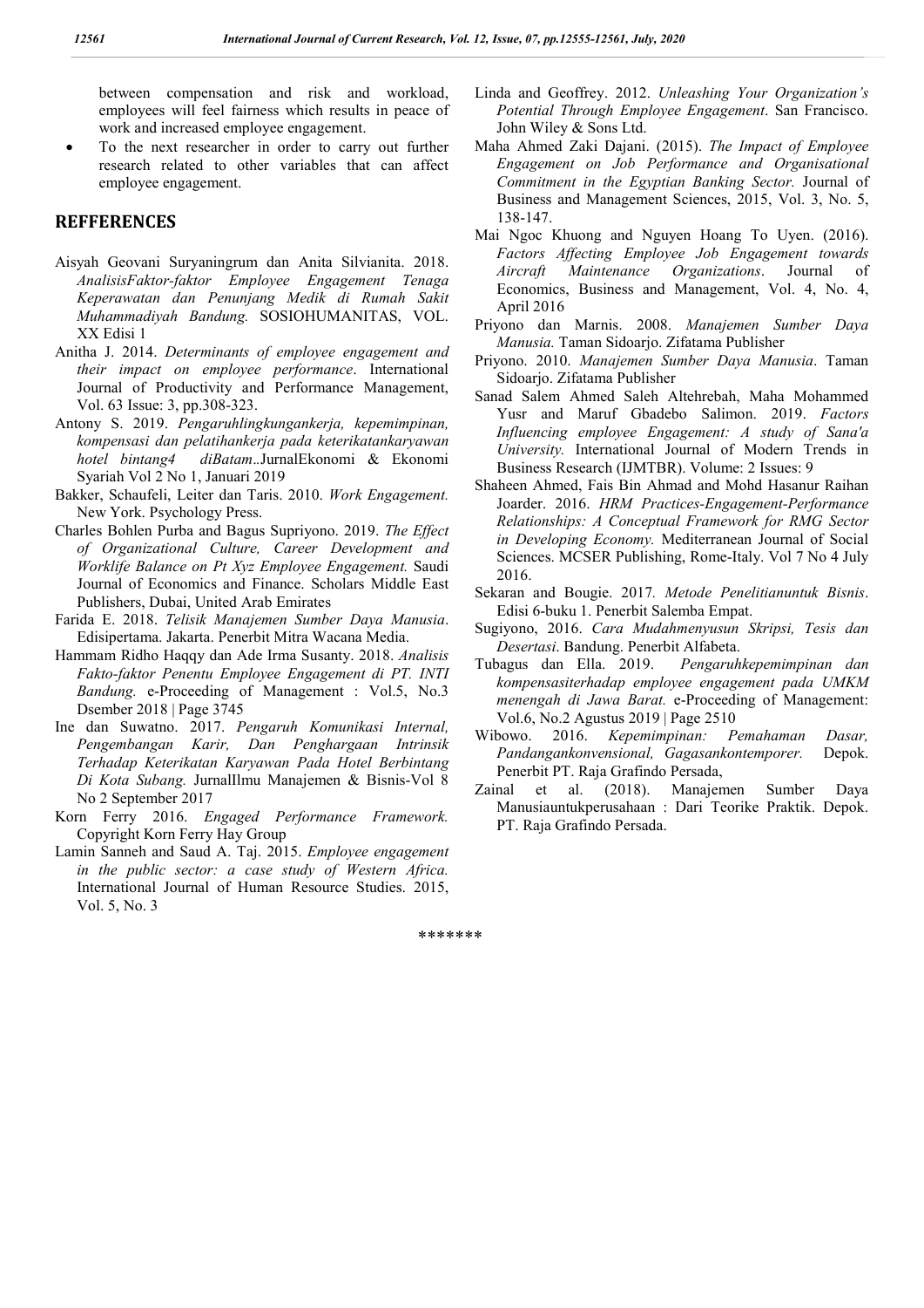between compensation and risk and workload, employees will feel fairness which results in peace of work and increased employee engagement.

- To the next researcher in order to carry out further research related to other variables that can affect employee engagement.

## REFFERENCES

Aisyah Geovani Suryaningrum dan Anita Silvianita. 2018. *AnalisisFaktor-faktor Employee Engagement Tenaga Keperawatan dan Penunjang Medik di Rumah Sakit Muhammadiyah Bandung.* SOSIOHUMANITAS, VOL. XX Edisi 1

Anitha J. 2014. *Determinants of employee engagement and their impact on employee performance*. International Journal of Productivity and Performance Management, Vol. 63 Issue: 3, pp.308-323.

Antony S. 2019. *Pengaruhlingkungankerja, kepemimpinan, kompensasi dan pelatihankerja pada keterikatankaryawan hotel bintang4 diBatam*..JurnalEkonomi & Ekonomi Syariah Vol 2 No 1, Januari 2019

Bakker, Schaufeli, Leiter dan Taris. 2010. *Work Engagement.* New York. Psychology Press.

Charles Bohlen Purba and Bagus Supriyono. 2019. *The Effect of Organizational Culture, Career Development and Worklife Balance on Pt Xyz Employee Engagement.* Saudi Journal of Economics and Finance. Scholars Middle East Publishers, Dubai, United Arab Emirates

Farida E. 2018. *Telisik Manajemen Sumber Daya Manusia*. Edisipertama. Jakarta. Penerbit Mitra Wacana Media.

Hammam Ridho Haqqy dan Ade Irma Susanty. 2018. *Analisis Fakto-faktor Penentu Employee Engagement di PT. INTI Bandung.* e-Proceeding of Management : Vol.5, No.3 Dsember 2018 | Page 3745

Ine dan Suwatno. 2017. *Pengaruh Komunikasi Internal, Pengembangan Karir, Dan Penghargaan Intrinsik Terhadap Keterikatan Karyawan Pada Hotel Berbintang Di Kota Subang.* JurnalIlmu Manajemen & Bisnis-Vol 8 No 2 September 2017

Korn Ferry 2016. *Engaged Performance Framework.* Copyright Korn Ferry Hay Group

Lamin Sanneh and Saud A. Taj. 2015. *Employee engagement in the public sector: a case study of Western Africa.* International Journal of Human Resource Studies. 2015, Vol. 5, No. 3

Linda and Geoffrey. 2012. *Unleashing Your Organization's Potential Through Employee Engagement*. San Francisco. John Wiley & Sons Ltd.

Maha Ahmed Zaki Dajani. (2015). *The Impact of Employee Engagement on Job Performance and Organisational Commitment in the Egyptian Banking Sector.* Journal of Business and Management Sciences, 2015, Vol. 3, No. 5, 138-147.

Mai Ngoc Khuong and Nguyen Hoang To Uyen. (2016). *Factors Affecting Employee Job Engagement towards Aircraft Maintenance Organizations*. Journal of Economics, Business and Management, Vol. 4, No. 4, April 2016

Priyono dan Marnis. 2008. *Manajemen Sumber Daya Manusia.* Taman Sidoarjo. Zifatama Publisher

Priyono. 2010. *Manajemen Sumber Daya Manusia*. Taman Sidoarjo. Zifatama Publisher

Sanad Salem Ahmed Saleh Altehrebah, Maha Mohammed Yusr and Maruf Gbadebo Salimon. 2019. *Factors Influencing employee Engagement: A study of Sana'a University.* International Journal of Modern Trends in Business Research (IJMTBR). Volume: 2 Issues: 9

Shaheen Ahmed, Fais Bin Ahmad and Mohd Hasanur Raihan Joarder. 2016. *HRM Practices-Engagement-Performance Relationships: A Conceptual Framework for RMG Sector in Developing Economy.* Mediterranean Journal of Social Sciences. MCSER Publishing, Rome-Italy. Vol 7 No 4 July 2016.

Sekaran and Bougie. 2017*. Metode Penelitianuntuk Bisnis*. Edisi 6-buku 1. Penerbit Salemba Empat.

Sugiyono, 2016. *Cara Mudahmenyusun Skripsi, Tesis dan Desertasi*. Bandung. Penerbit Alfabeta.

Tubagus dan Ella. 2019. *Pengaruhkepemimpinan dan kompensasiterhadap employee engagement pada UMKM menengah di Jawa Barat.* e-Proceeding of Management: Vol.6, No.2 Agustus 2019 | Page 2510

Wibowo. 2016. *Kepemimpinan: Pemahaman Dasar, Pandangankonvensional, Gagasankontemporer.* Depok. Penerbit PT. Raja Grafindo Persada,

Zainal et al. (2018). Manajemen Sumber Daya Manusiauntukperusahaan : Dari Teorike Praktik. Depok. PT. Raja Grafindo Persada.

\*\*\*\*\*\*\*